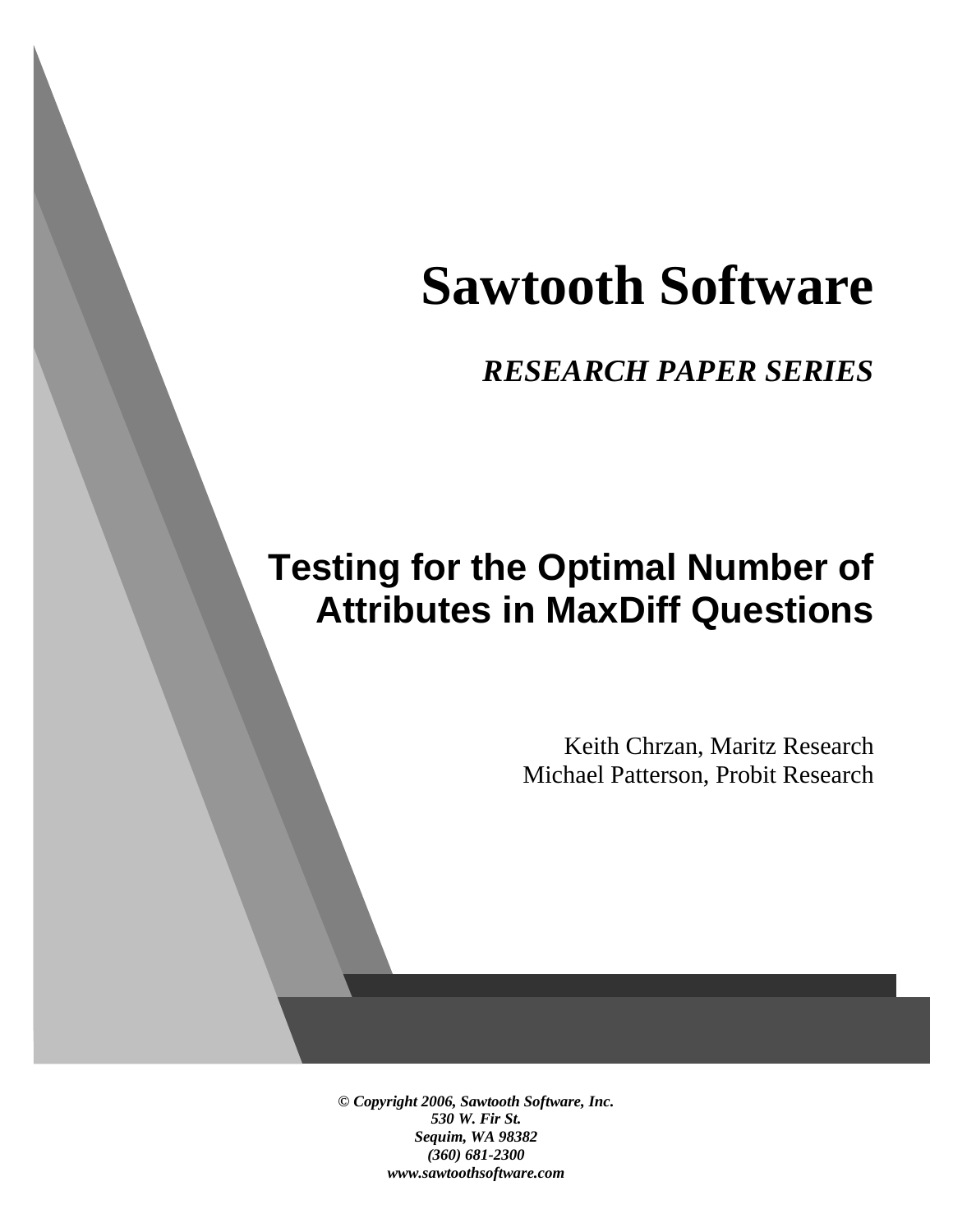# Sawtooth Software

***RESEARCH PAPER SERIES***

## Testing for the Optimal Number of Attributes in MaxDiff Questions

Keith Chrzan, Maritz Research
Michael Patterson, Probit Research

***© Copyright 2006, Sawtooth Software, Inc.***
***530 W. Fir St.***
***Sequim, WA 98382***
***(360) 681-2300***
***www.sawtoothsoftware.com***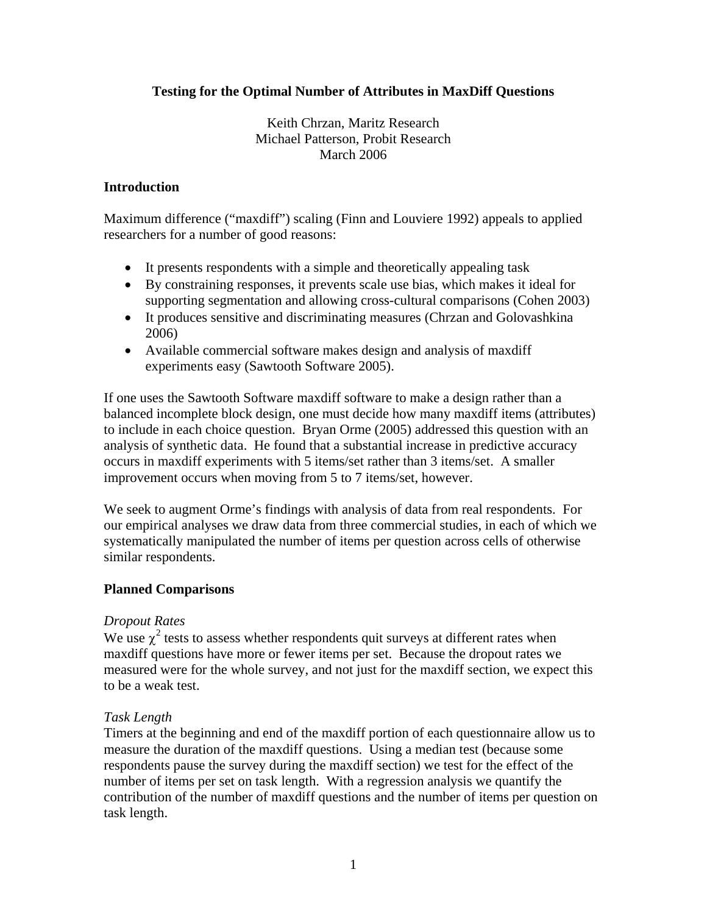**Testing for the Optimal Number of Attributes in MaxDiff Questions**

Keith Chrzan, Maritz Research
Michael Patterson, Probit Research
March 2006

## Introduction

Maximum difference ("maxdiff") scaling (Finn and Louviere 1992) appeals to applied researchers for a number of good reasons:

- It presents respondents with a simple and theoretically appealing task
- By constraining responses, it prevents scale use bias, which makes it ideal for supporting segmentation and allowing cross-cultural comparisons (Cohen 2003)
- It produces sensitive and discriminating measures (Chrzan and Golovashkina 2006)
- Available commercial software makes design and analysis of maxdiff experiments easy (Sawtooth Software 2005).

If one uses the Sawtooth Software maxdiff software to make a design rather than a balanced incomplete block design, one must decide how many maxdiff items (attributes) to include in each choice question. Bryan Orme (2005) addressed this question with an analysis of synthetic data. He found that a substantial increase in predictive accuracy occurs in maxdiff experiments with 5 items/set rather than 3 items/set. A smaller improvement occurs when moving from 5 to 7 items/set, however.

We seek to augment Orme's findings with analysis of data from real respondents. For our empirical analyses we draw data from three commercial studies, in each of which we systematically manipulated the number of items per question across cells of otherwise similar respondents.

## Planned Comparisons

*Dropout Rates*
We use $\chi^2$ tests to assess whether respondents quit surveys at different rates when maxdiff questions have more or fewer items per set. Because the dropout rates we measured were for the whole survey, and not just for the maxdiff section, we expect this to be a weak test.

*Task Length*
Timers at the beginning and end of the maxdiff portion of each questionnaire allow us to measure the duration of the maxdiff questions. Using a median test (because some respondents pause the survey during the maxdiff section) we test for the effect of the number of items per set on task length. With a regression analysis we quantify the contribution of the number of maxdiff questions and the number of items per question on task length.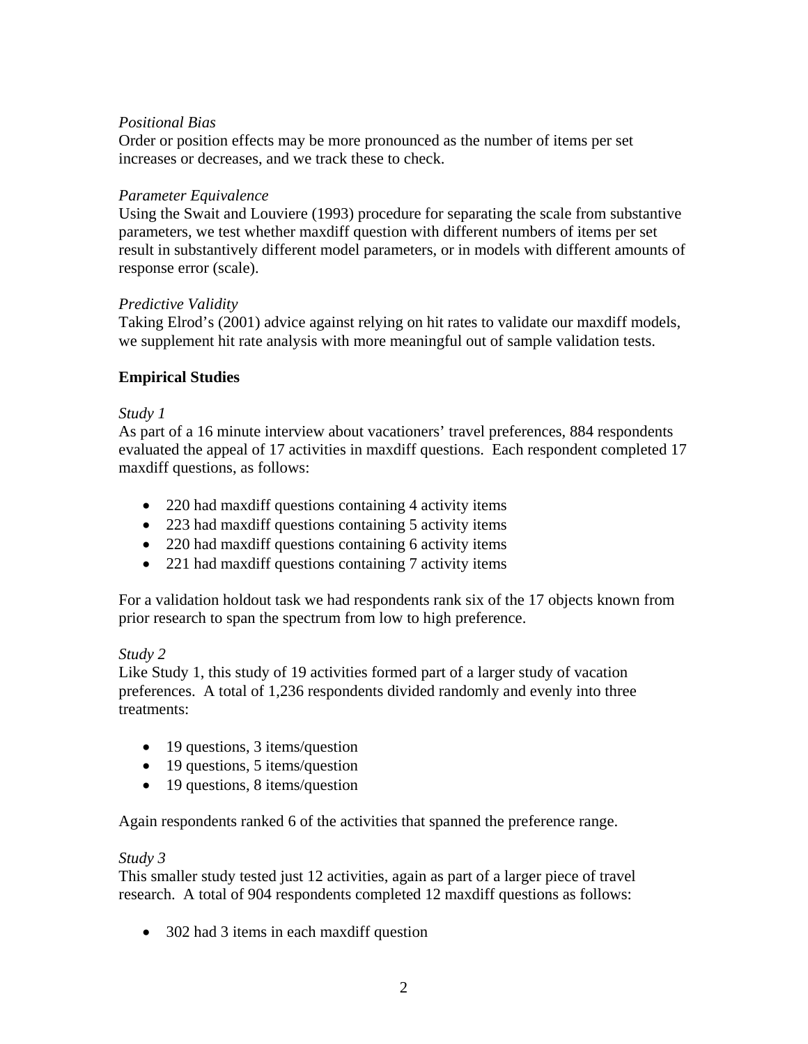*Positional Bias*

Order or position effects may be more pronounced as the number of items per set increases or decreases, and we track these to check.

*Parameter Equivalence*

Using the Swait and Louviere (1993) procedure for separating the scale from substantive parameters, we test whether maxdiff question with different numbers of items per set result in substantively different model parameters, or in models with different amounts of response error (scale).

*Predictive Validity*

Taking Elrod's (2001) advice against relying on hit rates to validate our maxdiff models, we supplement hit rate analysis with more meaningful out of sample validation tests.

**Empirical Studies**

*Study 1*

As part of a 16 minute interview about vacationers' travel preferences, 884 respondents evaluated the appeal of 17 activities in maxdiff questions. Each respondent completed 17 maxdiff questions, as follows:

- 220 had maxdiff questions containing 4 activity items
- 223 had maxdiff questions containing 5 activity items
- 220 had maxdiff questions containing 6 activity items
- 221 had maxdiff questions containing 7 activity items

For a validation holdout task we had respondents rank six of the 17 objects known from prior research to span the spectrum from low to high preference.

*Study 2*

Like Study 1, this study of 19 activities formed part of a larger study of vacation preferences. A total of 1,236 respondents divided randomly and evenly into three treatments:

- 19 questions, 3 items/question
- 19 questions, 5 items/question
- 19 questions, 8 items/question

Again respondents ranked 6 of the activities that spanned the preference range.

*Study 3*

This smaller study tested just 12 activities, again as part of a larger piece of travel research. A total of 904 respondents completed 12 maxdiff questions as follows:

- 302 had 3 items in each maxdiff question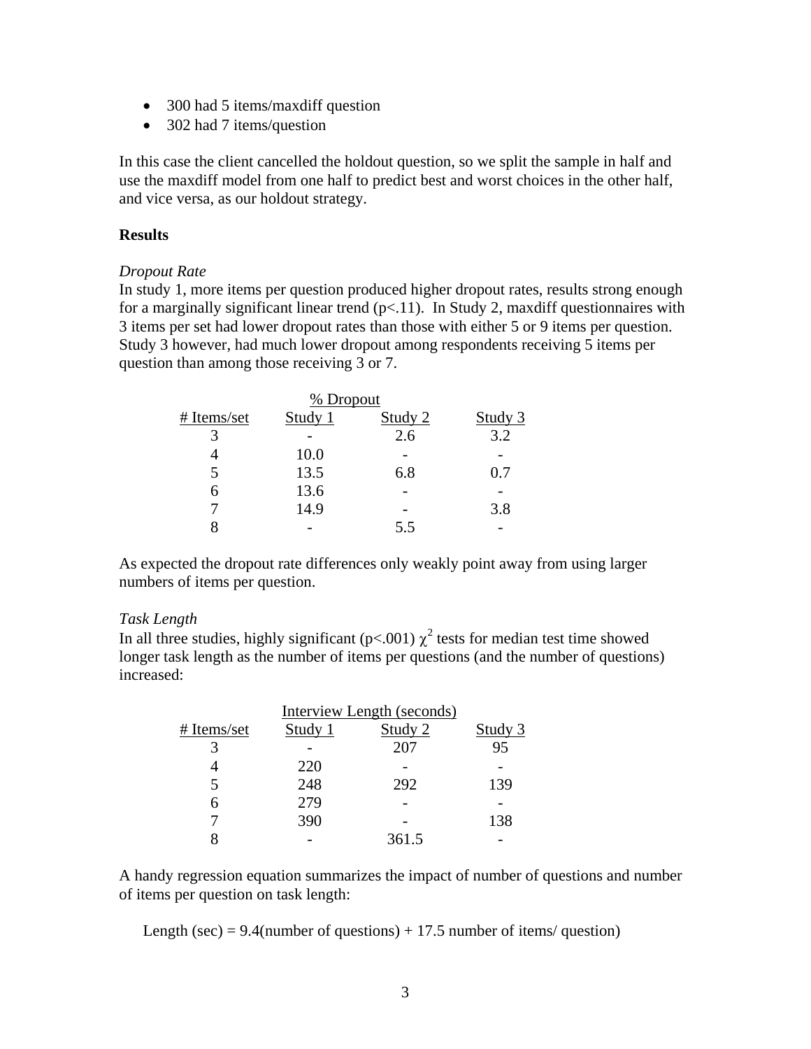- 300 had 5 items/maxdiff question
- 302 had 7 items/question

In this case the client cancelled the holdout question, so we split the sample in half and use the maxdiff model from one half to predict best and worst choices in the other half, and vice versa, as our holdout strategy.

**Results**

*Dropout Rate*

In study 1, more items per question produced higher dropout rates, results strong enough for a marginally significant linear trend ($p<.11$). In Study 2, maxdiff questionnaires with 3 items per set had lower dropout rates than those with either 5 or 9 items per question. Study 3 however, had much lower dropout among respondents receiving 5 items per question than among those receiving 3 or 7.

| | % Dropout | | |
|---|---|---|---|
| # Items/set | Study 1 | Study 2 | Study 3 |
| 3 | - | 2.6 | 3.2 |
| 4 | 10.0 | - | - |
| 5 | 13.5 | 6.8 | 0.7 |
| 6 | 13.6 | - | - |
| 7 | 14.9 | - | 3.8 |
| 8 | - | 5.5 | - |

As expected the dropout rate differences only weakly point away from using larger numbers of items per question.

*Task Length*

In all three studies, highly significant ($p<.001$) $\chi^2$ tests for median test time showed longer task length as the number of items per questions (and the number of questions) increased:

| | Interview Length (seconds) | | |
|---|---|---|---|
| # Items/set | Study 1 | Study 2 | Study 3 |
| 3 | - | 207 | 95 |
| 4 | 220 | - | - |
| 5 | 248 | 292 | 139 |
| 6 | 279 | - | - |
| 7 | 390 | - | 138 |
| 8 | - | 361.5 | - |

A handy regression equation summarizes the impact of number of questions and number of items per question on task length:

Length (sec) = 9.4(number of questions) + 17.5 number of items/ question)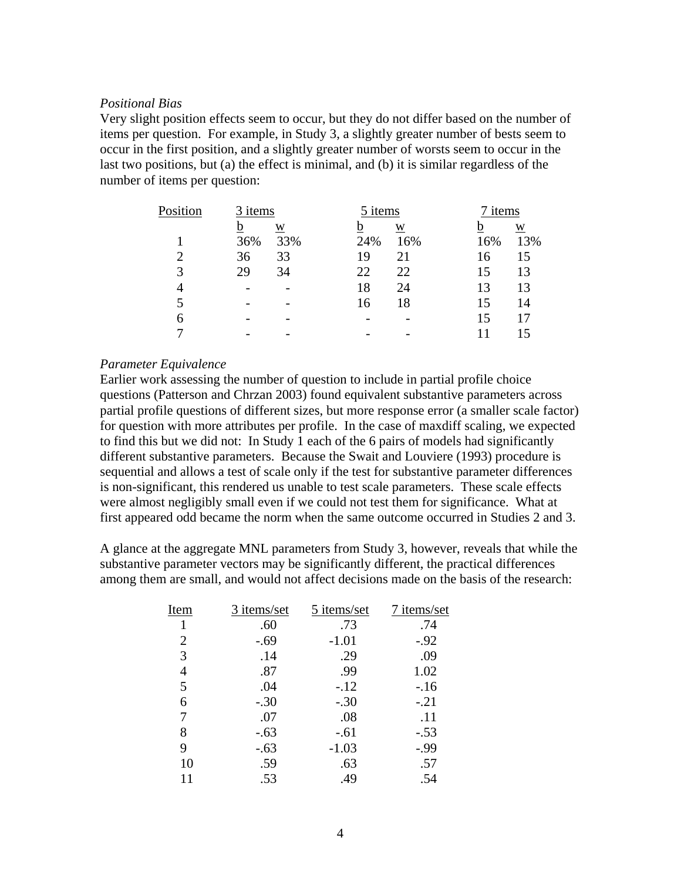*Positional Bias*

Very slight position effects seem to occur, but they do not differ based on the number of items per question. For example, in Study 3, a slightly greater number of bests seem to occur in the first position, and a slightly greater number of worsts seem to occur in the last two positions, but (a) the effect is minimal, and (b) it is similar regardless of the number of items per question:

| Position | 3 items | | 5 items | | 7 items | |
|---|---|---|---|---|---|---|
| | b | w | b | w | b | w |
| 1 | 36% | 33% | 24% | 16% | 16% | 13% |
| 2 | 36 | 33 | 19 | 21 | 16 | 15 |
| 3 | 29 | 34 | 22 | 22 | 15 | 13 |
| 4 | - | - | 18 | 24 | 13 | 13 |
| 5 | - | - | 16 | 18 | 15 | 14 |
| 6 | - | - | - | - | 15 | 17 |
| 7 | - | - | - | - | 11 | 15 |

*Parameter Equivalence*

Earlier work assessing the number of question to include in partial profile choice questions (Patterson and Chrzan 2003) found equivalent substantive parameters across partial profile questions of different sizes, but more response error (a smaller scale factor) for question with more attributes per profile. In the case of maxdiff scaling, we expected to find this but we did not: In Study 1 each of the 6 pairs of models had significantly different substantive parameters. Because the Swait and Louviere (1993) procedure is sequential and allows a test of scale only if the test for substantive parameter differences is non-significant, this rendered us unable to test scale parameters. These scale effects were almost negligibly small even if we could not test them for significance. What at first appeared odd became the norm when the same outcome occurred in Studies 2 and 3.

A glance at the aggregate MNL parameters from Study 3, however, reveals that while the substantive parameter vectors may be significantly different, the practical differences among them are small, and would not affect decisions made on the basis of the research:

| Item | 3 items/set | 5 items/set | 7 items/set |
|---|---|---|---|
| 1 | .60 | .73 | .74 |
| 2 | -.69 | -1.01 | -.92 |
| 3 | .14 | .29 | .09 |
| 4 | .87 | .99 | 1.02 |
| 5 | .04 | -.12 | -.16 |
| 6 | -.30 | -.30 | -.21 |
| 7 | .07 | .08 | .11 |
| 8 | -.63 | -.61 | -.53 |
| 9 | -.63 | -1.03 | -.99 |
| 10 | .59 | .63 | .57 |
| 11 | .53 | .49 | .54 |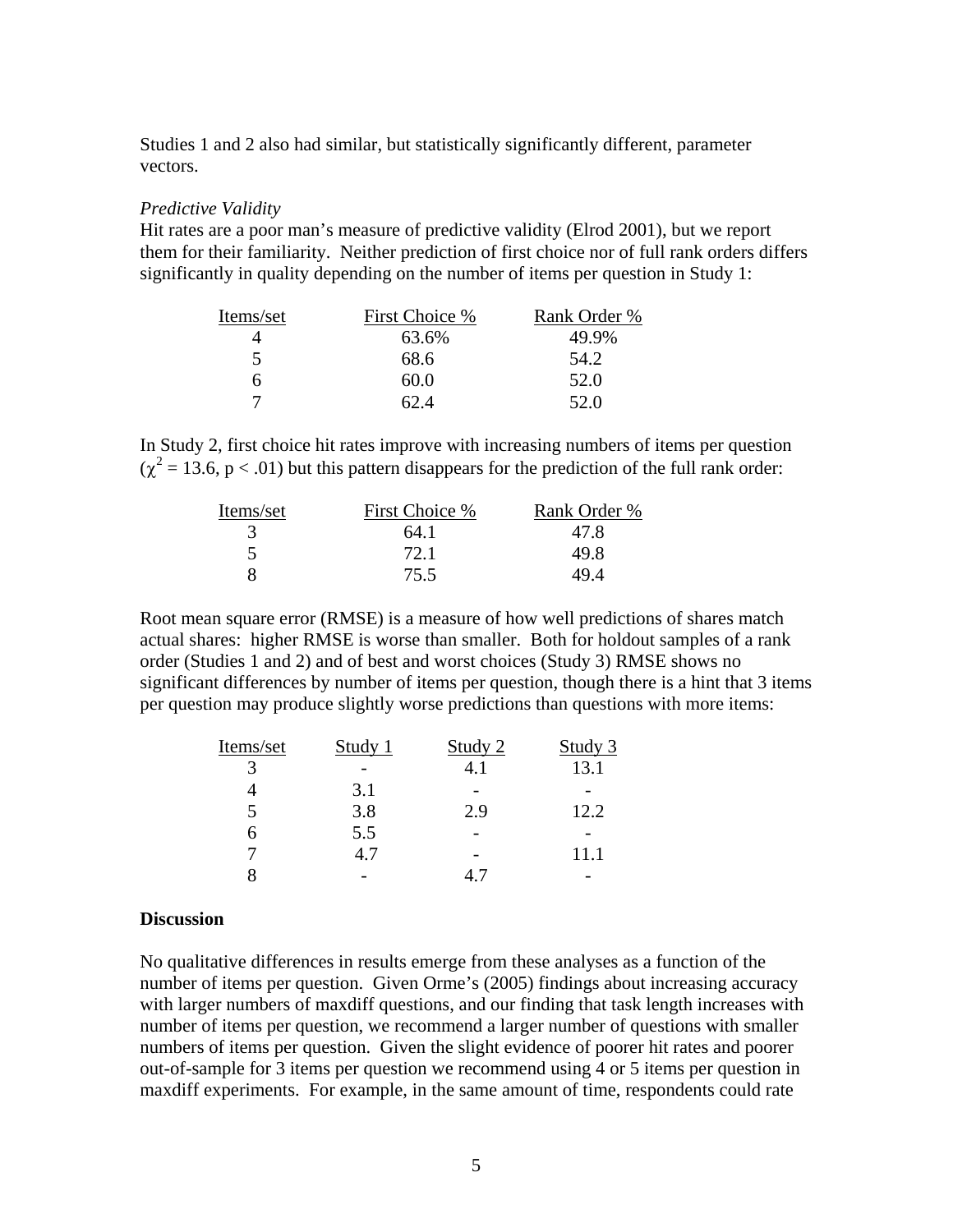Studies 1 and 2 also had similar, but statistically significantly different, parameter vectors.

*Predictive Validity*

Hit rates are a poor man's measure of predictive validity (Elrod 2001), but we report them for their familiarity. Neither prediction of first choice nor of full rank orders differs significantly in quality depending on the number of items per question in Study 1:

| Items/set | First Choice % | Rank Order % |
|---|---|---|
| 4 | 63.6% | 49.9% |
| 5 | 68.6 | 54.2 |
| 6 | 60.0 | 52.0 |
| 7 | 62.4 | 52.0 |

In Study 2, first choice hit rates improve with increasing numbers of items per question ($\chi^2 = 13.6$, $p < .01$) but this pattern disappears for the prediction of the full rank order:

| Items/set | First Choice % | Rank Order % |
|---|---|---|
| 3 | 64.1 | 47.8 |
| 5 | 72.1 | 49.8 |
| 8 | 75.5 | 49.4 |

Root mean square error (RMSE) is a measure of how well predictions of shares match actual shares: higher RMSE is worse than smaller. Both for holdout samples of a rank order (Studies 1 and 2) and of best and worst choices (Study 3) RMSE shows no significant differences by number of items per question, though there is a hint that 3 items per question may produce slightly worse predictions than questions with more items:

| Items/set | Study 1 | Study 2 | Study 3 |
|---|---|---|---|
| 3 | - | 4.1 | 13.1 |
| 4 | 3.1 | - | - |
| 5 | 3.8 | 2.9 | 12.2 |
| 6 | 5.5 | - | - |
| 7 | 4.7 | - | 11.1 |
| 8 | - | 4.7 | - |

**Discussion**

No qualitative differences in results emerge from these analyses as a function of the number of items per question. Given Orme's (2005) findings about increasing accuracy with larger numbers of maxdiff questions, and our finding that task length increases with number of items per question, we recommend a larger number of questions with smaller numbers of items per question. Given the slight evidence of poorer hit rates and poorer out-of-sample for 3 items per question we recommend using 4 or 5 items per question in maxdiff experiments. For example, in the same amount of time, respondents could rate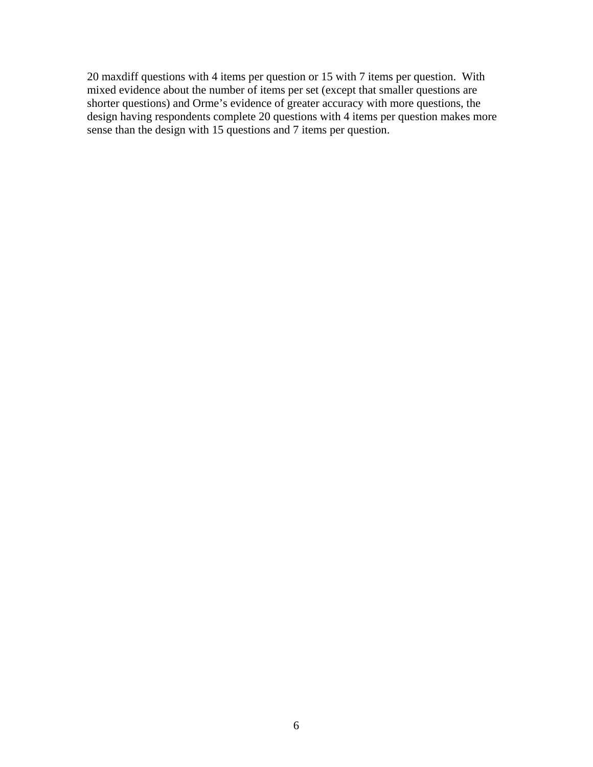20 maxdiff questions with 4 items per question or 15 with 7 items per question. With mixed evidence about the number of items per set (except that smaller questions are shorter questions) and Orme's evidence of greater accuracy with more questions, the design having respondents complete 20 questions with 4 items per question makes more sense than the design with 15 questions and 7 items per question.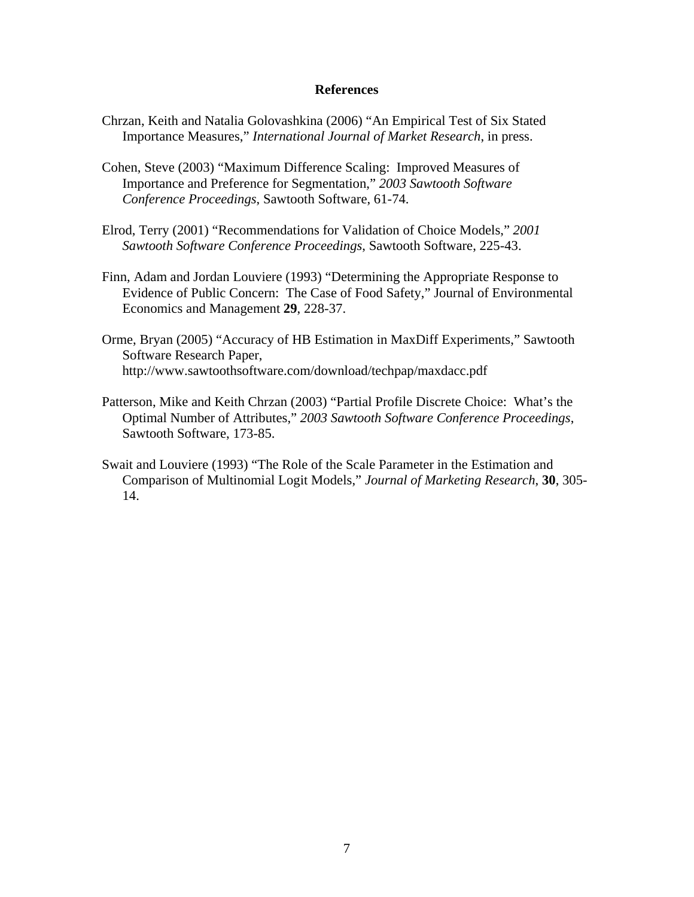## References

Chrzan, Keith and Natalia Golovashkina (2006) "An Empirical Test of Six Stated Importance Measures," *International Journal of Market Research*, in press.

Cohen, Steve (2003) "Maximum Difference Scaling: Improved Measures of Importance and Preference for Segmentation," *2003 Sawtooth Software Conference Proceedings*, Sawtooth Software, 61-74.

Elrod, Terry (2001) "Recommendations for Validation of Choice Models," *2001 Sawtooth Software Conference Proceedings*, Sawtooth Software, 225-43.

Finn, Adam and Jordan Louviere (1993) "Determining the Appropriate Response to Evidence of Public Concern: The Case of Food Safety," Journal of Environmental Economics and Management **29**, 228-37.

Orme, Bryan (2005) "Accuracy of HB Estimation in MaxDiff Experiments," Sawtooth Software Research Paper, http://www.sawtoothsoftware.com/download/techpap/maxdacc.pdf

Patterson, Mike and Keith Chrzan (2003) "Partial Profile Discrete Choice: What's the Optimal Number of Attributes," *2003 Sawtooth Software Conference Proceedings*, Sawtooth Software, 173-85.

Swait and Louviere (1993) "The Role of the Scale Parameter in the Estimation and Comparison of Multinomial Logit Models," *Journal of Marketing Research*, **30**, 305-14.